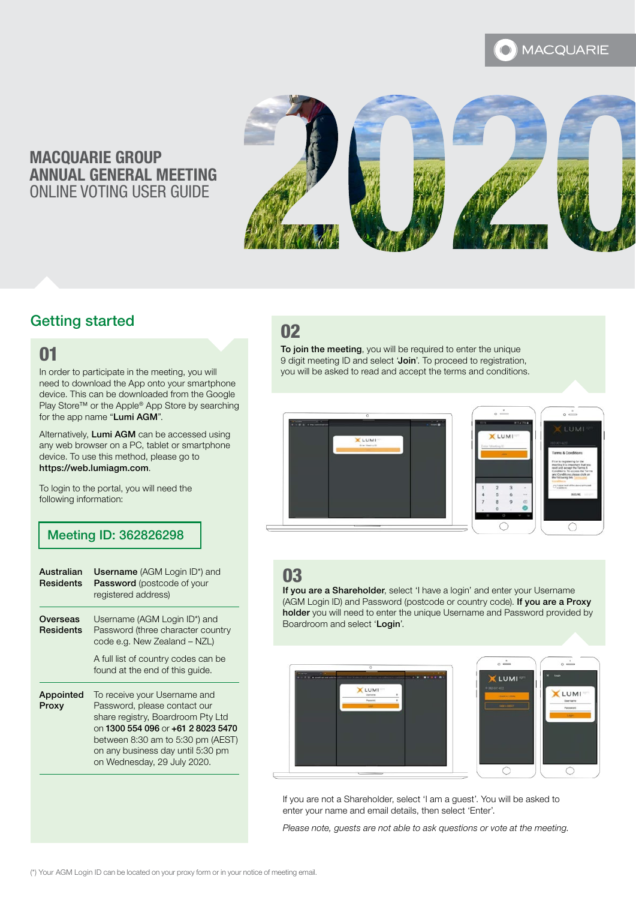# MACQUARIE GROUP ANNUAL GENERAL MEETING

## ONLINE VOTING USER GUIDE

## Getting started

### 01

In order to participate in the meeting, you will need to download the App onto your smartphone device. This can be downloaded from the Google Play Store™ or the Apple® App Store by searching for the app name "**Lumi AGM**".

Alternatively, **Lumi AGM** can be accessed using any web browser on a PC, tablet or smartphone device. To use this method, please go to **https://web.lumiagm.com**.

To login to the portal, you will need the following information:

**Meeting ID: 362826298**

| | |
|---|---|
| **Australian Residents** | **Username** (AGM Login ID*) and **Password** (postcode of your registered address) |
| **Overseas Residents** | Username (AGM Login ID*) and Password (three character country code e.g. New Zealand – NZL)<br><br>A full list of country codes can be found at the end of this guide. |
| **Appointed Proxy** | To receive your Username and Password, please contact our share registry, Boardroom Pty Ltd on **1300 554 096** or **+61 2 8023 5470** between 8:30 am to 5:30 pm (AEST) on any business day until 5:30 pm on Wednesday, 29 July 2020. |

### 02

**To join the meeting**, you will be required to enter the unique 9 digit meeting ID and select '**Join**'. To proceed to registration, you will be asked to read and accept the terms and conditions.

### 03

**If you are a Shareholder**, select 'I have a login' and enter your Username (AGM Login ID) and Password (postcode or country code). **If you are a Proxy holder** you will need to enter the unique Username and Password provided by Boardroom and select '**Login**'.

If you are not a Shareholder, select 'I am a guest'. You will be asked to enter your name and email details, then select 'Enter'.

*Please note, guests are not able to ask questions or vote at the meeting.*

(*) Your AGM Login ID can be located on your proxy form or in your notice of meeting email.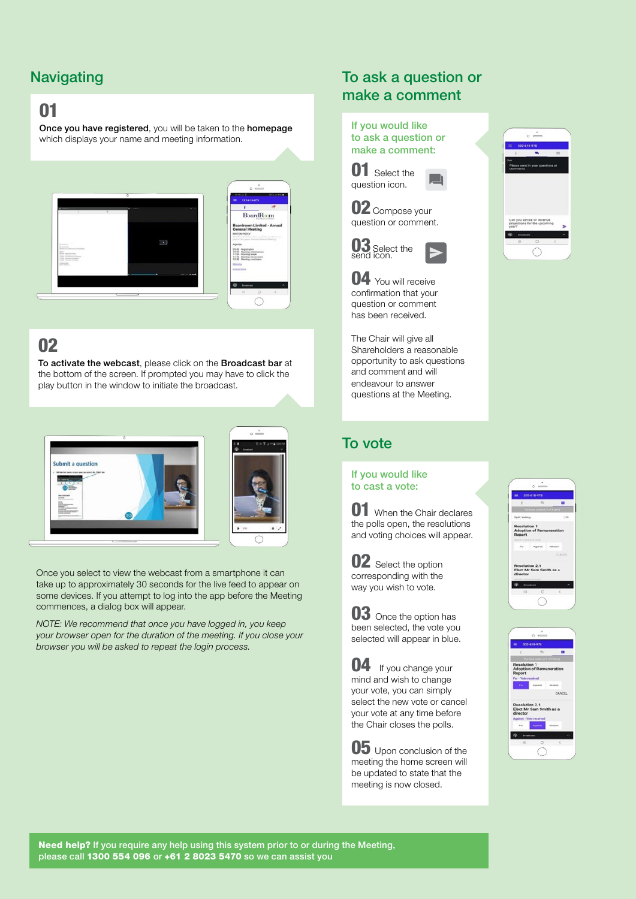## Navigating

**01**

**Once you have registered**, you will be taken to the **homepage** which displays your name and meeting information.

**02**

**To activate the webcast**, please click on the **Broadcast bar** at the bottom of the screen. If prompted you may have to click the play button in the window to initiate the broadcast.

Once you select to view the webcast from a smartphone it can take up to approximately 30 seconds for the live feed to appear on some devices. If you attempt to log into the app before the Meeting commences, a dialog box will appear.

*NOTE: We recommend that once you have logged in, you keep your browser open for the duration of the meeting. If you close your browser you will be asked to repeat the login process.*

## To ask a question or make a comment

### If you would like to ask a question or make a comment:

**01** Select the question icon.

**02** Compose your question or comment.

**03** Select the send icon.

**04** You will receive confirmation that your question or comment has been received.

The Chair will give all Shareholders a reasonable opportunity to ask questions and comment and will endeavour to answer questions at the Meeting.

## To vote

### If you would like to cast a vote:

**01** When the Chair declares the polls open, the resolutions and voting choices will appear.

**02** Select the option corresponding with the way you wish to vote.

**03** Once the option has been selected, the vote you selected will appear in blue.

**04** If you change your mind and wish to change your vote, you can simply select the new vote or cancel your vote at any time before the Chair closes the polls.

**05** Upon conclusion of the meeting the home screen will be updated to state that the meeting is now closed.

**Need help?** If you require any help using this system prior to or during the Meeting, please call **1300 554 096** or **+61 2 8023 5470** so we can assist you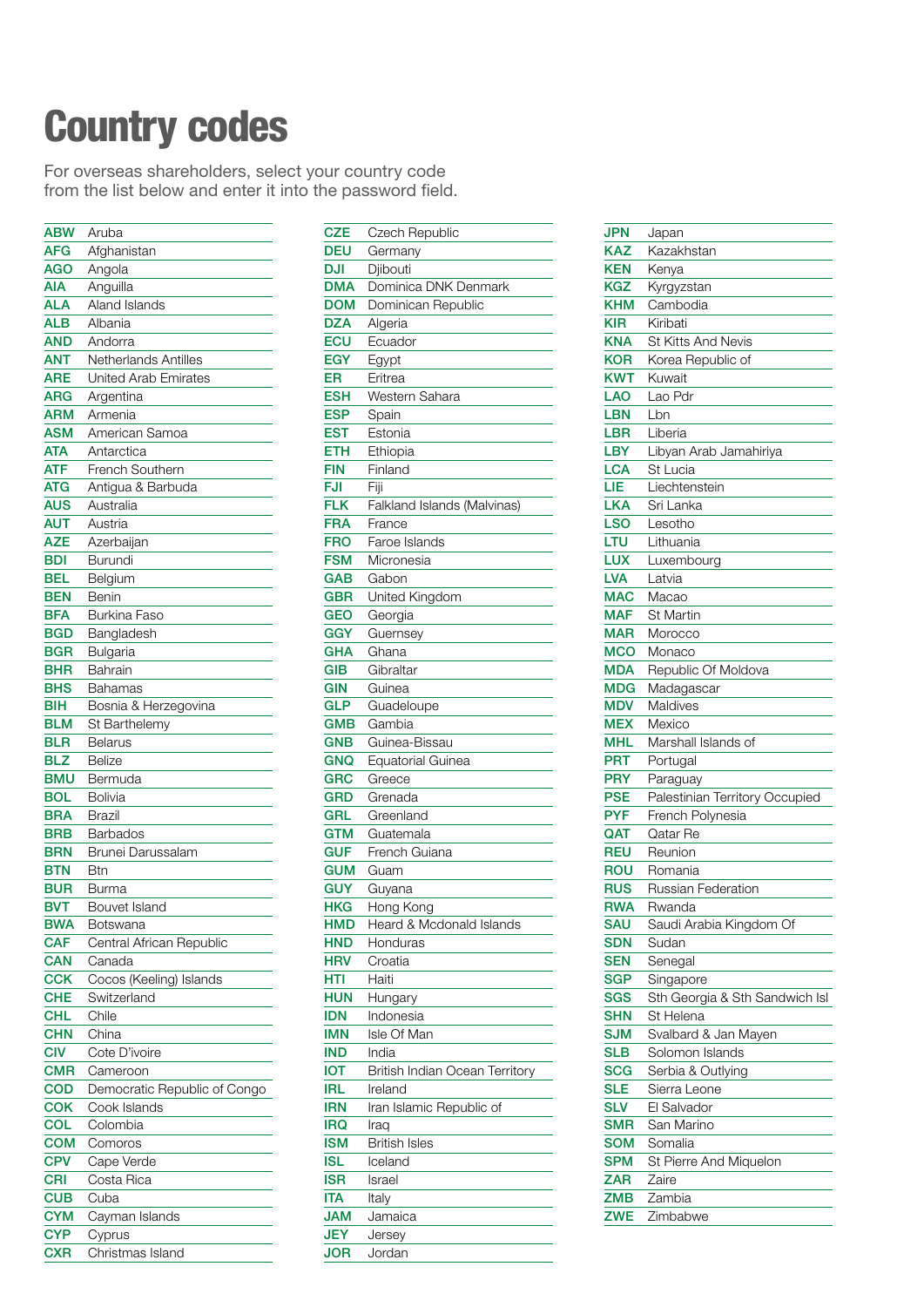# Country codes

For overseas shareholders, select your country code from the list below and enter it into the password field.

| | |
|---|---|
| ABW | Aruba |
| AFG | Afghanistan |
| AGO | Angola |
| AIA | Anguilla |
| ALA | Aland Islands |
| ALB | Albania |
| AND | Andorra |
| ANT | Netherlands Antilles |
| ARE | United Arab Emirates |
| ARG | Argentina |
| ARM | Armenia |
| ASM | American Samoa |
| ATA | Antarctica |
| ATF | French Southern |
| ATG | Antigua & Barbuda |
| AUS | Australia |
| AUT | Austria |
| AZE | Azerbaijan |
| BDI | Burundi |
| BEL | Belgium |
| BEN | Benin |
| BFA | Burkina Faso |
| BGD | Bangladesh |
| BGR | Bulgaria |
| BHR | Bahrain |
| BHS | Bahamas |
| BIH | Bosnia & Herzegovina |
| BLM | St Barthelemy |
| BLR | Belarus |
| BLZ | Belize |
| BMU | Bermuda |
| BOL | Bolivia |
| BRA | Brazil |
| BRB | Barbados |
| BRN | Brunei Darussalam |
| BTN | Btn |
| BUR | Burma |
| BVT | Bouvet Island |
| BWA | Botswana |
| CAF | Central African Republic |
| CAN | Canada |
| CCK | Cocos (Keeling) Islands |
| CHE | Switzerland |
| CHL | Chile |
| CHN | China |
| CIV | Cote D'ivoire |
| CMR | Cameroon |
| COD | Democratic Republic of Congo |
| COK | Cook Islands |
| COL | Colombia |
| COM | Comoros |
| CPV | Cape Verde |
| CRI | Costa Rica |
| CUB | Cuba |
| CYM | Cayman Islands |
| CYP | Cyprus |
| CXR | Christmas Island |
| CZE | Czech Republic |
| DEU | Germany |
| DJI | Djibouti |
| DMA | Dominica DNK Denmark |
| DOM | Dominican Republic |
| DZA | Algeria |
| ECU | Ecuador |
| EGY | Egypt |
| ER | Eritrea |
| ESH | Western Sahara |
| ESP | Spain |
| EST | Estonia |
| ETH | Ethiopia |
| FIN | Finland |
| FJI | Fiji |
| FLK | Falkland Islands (Malvinas) |
| FRA | France |
| FRO | Faroe Islands |
| FSM | Micronesia |
| GAB | Gabon |
| GBR | United Kingdom |
| GEO | Georgia |
| GGY | Guernsey |
| GHA | Ghana |
| GIB | Gibraltar |
| GIN | Guinea |
| GLP | Guadeloupe |
| GMB | Gambia |
| GNB | Guinea-Bissau |
| GNQ | Equatorial Guinea |
| GRC | Greece |
| GRD | Grenada |
| GRL | Greenland |
| GTM | Guatemala |
| GUF | French Guiana |
| GUM | Guam |
| GUY | Guyana |
| HKG | Hong Kong |
| HMD | Heard & Mcdonald Islands |
| HND | Honduras |
| HRV | Croatia |
| HTI | Haiti |
| HUN | Hungary |
| IDN | Indonesia |
| IMN | Isle Of Man |
| IND | India |
| IOT | British Indian Ocean Territory |
| IRL | Ireland |
| IRN | Iran Islamic Republic of |
| IRQ | Iraq |
| ISM | British Isles |
| ISL | Iceland |
| ISR | Israel |
| ITA | Italy |
| JAM | Jamaica |
| JEY | Jersey |
| JOR | Jordan |
| JPN | Japan |
| KAZ | Kazakhstan |
| KEN | Kenya |
| KGZ | Kyrgyzstan |
| KHM | Cambodia |
| KIR | Kiribati |
| KNA | St Kitts And Nevis |
| KOR | Korea Republic of |
| KWT | Kuwait |
| LAO | Lao Pdr |
| LBN | Lbn |
| LBR | Liberia |
| LBY | Libyan Arab Jamahiriya |
| LCA | St Lucia |
| LIE | Liechtenstein |
| LKA | Sri Lanka |
| LSO | Lesotho |
| LTU | Lithuania |
| LUX | Luxembourg |
| LVA | Latvia |
| MAC | Macao |
| MAF | St Martin |
| MAR | Morocco |
| MCO | Monaco |
| MDA | Republic Of Moldova |
| MDG | Madagascar |
| MDV | Maldives |
| MEX | Mexico |
| MHL | Marshall Islands of |
| PRT | Portugal |
| PRY | Paraguay |
| PSE | Palestinian Territory Occupied |
| PYF | French Polynesia |
| QAT | Qatar Re |
| REU | Reunion |
| ROU | Romania |
| RUS | Russian Federation |
| RWA | Rwanda |
| SAU | Saudi Arabia Kingdom Of |
| SDN | Sudan |
| SEN | Senegal |
| SGP | Singapore |
| SGS | Sth Georgia & Sth Sandwich Isl |
| SHN | St Helena |
| SJM | Svalbard & Jan Mayen |
| SLB | Solomon Islands |
| SCG | Serbia & Outlying |
| SLE | Sierra Leone |
| SLV | El Salvador |
| SMR | San Marino |
| SOM | Somalia |
| SPM | St Pierre And Miquelon |
| ZAR | Zaire |
| ZMB | Zambia |
| ZWE | Zimbabwe |